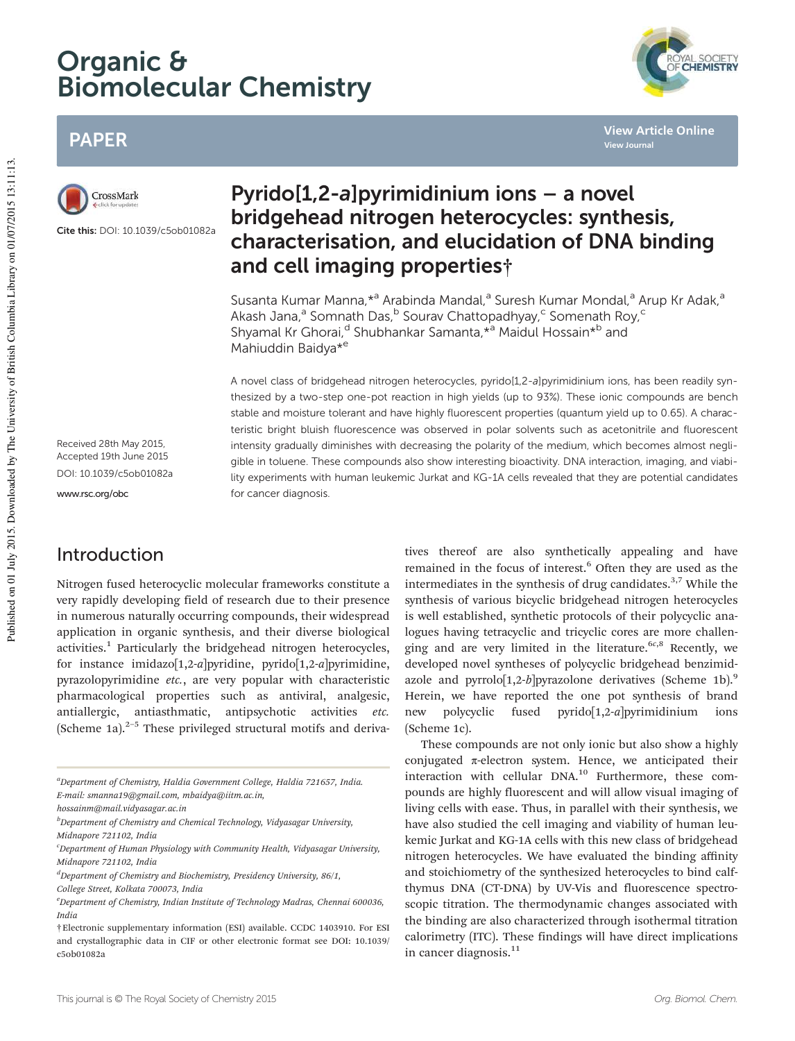# Pyrido[1,2-*a*]pyrimidinium ions – a novel bridgehead nitrogen heterocycles: synthesis, characterisation, and elucidation of DNA binding and cell imaging properties†

Susanta Kumar Manna,*[a] Arabinda Mandal,[a] Suresh Kumar Mondal,[a] Arup Kr Adak,[a] Akash Jana,[a] Somnath Das,[b] Sourav Chattopadhyay,[c] Somenath Roy,[c] Shyamal Kr Ghorai,[d] Shubhankar Samanta,*[a] Maidul Hossain*[b] and Mahiuddin Baidya*[e]

Cite this: DOI: 10.1039/c5ob01082a

Received 28th May 2015,
Accepted 19th June 2015

DOI: 10.1039/c5ob01082a

www.rsc.org/obc

A novel class of bridgehead nitrogen heterocycles, pyrido[1,2-*a*]pyrimidinium ions, has been readily synthesized by a two-step one-pot reaction in high yields (up to 93%). These ionic compounds are bench stable and moisture tolerant and have highly fluorescent properties (quantum yield up to 0.65). A characteristic bright bluish fluorescence was observed in polar solvents such as acetonitrile and fluorescent intensity gradually diminishes with decreasing the polarity of the medium, which becomes almost negligible in toluene. These compounds also show interesting bioactivity. DNA interaction, imaging, and viability experiments with human leukemic Jurkat and KG-1A cells revealed that they are potential candidates for cancer diagnosis.

## Introduction

Nitrogen fused heterocyclic molecular frameworks constitute a very rapidly developing field of research due to their presence in numerous naturally occurring compounds, their widespread application in organic synthesis, and their diverse biological activities.[1] Particularly the bridgehead nitrogen heterocycles, for instance imidazo[1,2-*a*]pyridine, pyrido[1,2-*a*]pyrimidine, pyrazolopyrimidine *etc.*, are very popular with characteristic pharmacological properties such as antiviral, analgesic, antiallergic, antiasthmatic, antipsychotic activities *etc.* (Scheme 1a).[2–5] These privileged structural motifs and derivatives thereof are also synthetically appealing and have remained in the focus of interest.[6] Often they are used as the intermediates in the synthesis of drug candidates.[3,7] While the synthesis of various bicyclic bridgehead nitrogen heterocycles is well established, synthetic protocols of their polycyclic analogues having tetracyclic and tricyclic cores are more challenging and are very limited in the literature.[6c,8] Recently, we developed novel syntheses of polycyclic bridgehead benzimidazole and pyrrolo[1,2-*b*]pyrazolone derivatives (Scheme 1b).[9] Herein, we have reported the one pot synthesis of brand new polycyclic fused pyrido[1,2-*a*]pyrimidinium ions (Scheme 1c).

These compounds are not only ionic but also show a highly conjugated π-electron system. Hence, we anticipated their interaction with cellular DNA.[10] Furthermore, these compounds are highly fluorescent and will allow visual imaging of living cells with ease. Thus, in parallel with their synthesis, we have also studied the cell imaging and viability of human leukemic Jurkat and KG-1A cells with this new class of bridgehead nitrogen heterocycles. We have evaluated the binding affinity and stoichiometry of the synthesized heterocycles to bind calf-thymus DNA (CT-DNA) by UV-Vis and fluorescence spectroscopic titration. The thermodynamic changes associated with the binding are also characterized through isothermal titration calorimetry (ITC). These findings will have direct implications in cancer diagnosis.[11]

---

[a] Department of Chemistry, Haldia Government College, Haldia 721657, India. E-mail: smanna19@gmail.com, mbaidya@iitm.ac.in, hossainm@mail.vidyasagar.ac.in

[b] Department of Chemistry and Chemical Technology, Vidyasagar University, Midnapore 721102, India

[c] Department of Human Physiology with Community Health, Vidyasagar University, Midnapore 721102, India

[d] Department of Chemistry and Biochemistry, Presidency University, 86/1, College Street, Kolkata 700073, India

[e] Department of Chemistry, Indian Institute of Technology Madras, Chennai 600036, India

† Electronic supplementary information (ESI) available. CCDC 1403910. For ESI and crystallographic data in CIF or other electronic format see DOI: 10.1039/c5ob01082a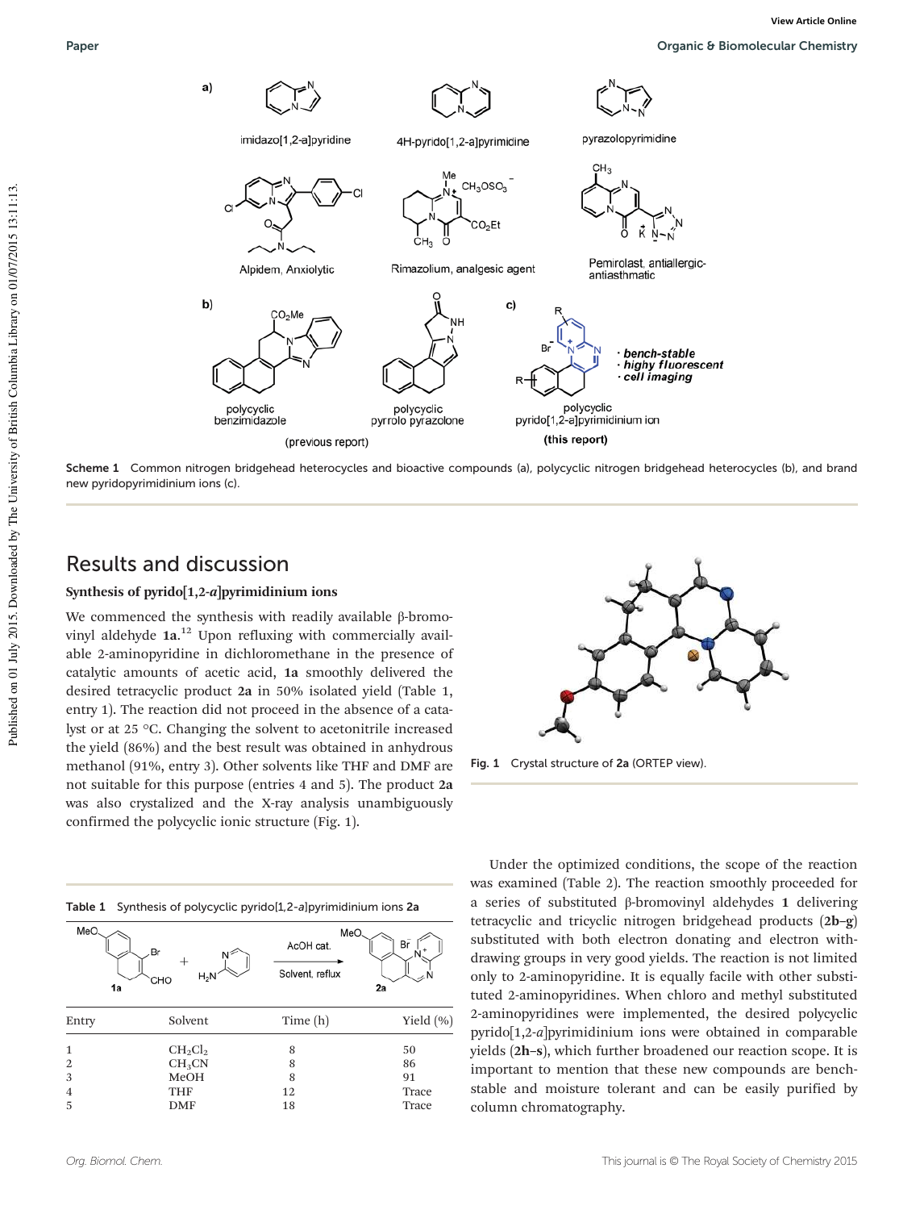Scheme 1 Common nitrogen bridgehead heterocycles and bioactive compounds (a), polycyclic nitrogen bridgehead heterocycles (b), and brand new pyridopyrimidinium ions (c).

## Results and discussion

### Synthesis of pyrido[1,2-*a*]pyrimidinium ions

We commenced the synthesis with readily available β-bromovinyl aldehyde **1a**.[12] Upon refluxing with commercially available 2-aminopyridine in dichloromethane in the presence of catalytic amounts of acetic acid, **1a** smoothly delivered the desired tetracyclic product **2a** in 50% isolated yield (Table 1, entry 1). The reaction did not proceed in the absence of a catalyst or at 25 °C. Changing the solvent to acetonitrile increased the yield (86%) and the best result was obtained in anhydrous methanol (91%, entry 3). Other solvents like THF and DMF are not suitable for this purpose (entries 4 and 5). The product **2a** was also crystalized and the X-ray analysis unambiguously confirmed the polycyclic ionic structure (Fig. 1).

Fig. 1 Crystal structure of **2a** (ORTEP view).

Table 1 Synthesis of polycyclic pyrido[1,2-*a*]pyrimidinium ions **2a**

| Entry | Solvent | Time (h) | Yield (%) |
|---|---|---|---|
| 1 | $CH_2Cl_2$ | 8 | 50 |
| 2 | $CH_3CN$ | 8 | 86 |
| 3 | MeOH | 8 | 91 |
| 4 | THF | 12 | Trace |
| 5 | DMF | 18 | Trace |

Under the optimized conditions, the scope of the reaction was examined (Table 2). The reaction smoothly proceeded for a series of substituted β-bromovinyl aldehydes **1** delivering tetracyclic and tricyclic nitrogen bridgehead products (**2b–g**) substituted with both electron donating and electron withdrawing groups in very good yields. The reaction is not limited only to 2-aminopyridine. It is equally facile with other substituted 2-aminopyridines. When chloro and methyl substituted 2-aminopyridines were implemented, the desired polycyclic pyrido[1,2-*a*]pyrimidinium ions were obtained in comparable yields (**2h–s**), which further broadened our reaction scope. It is important to mention that these new compounds are bench-stable and moisture tolerant and can be easily purified by column chromatography.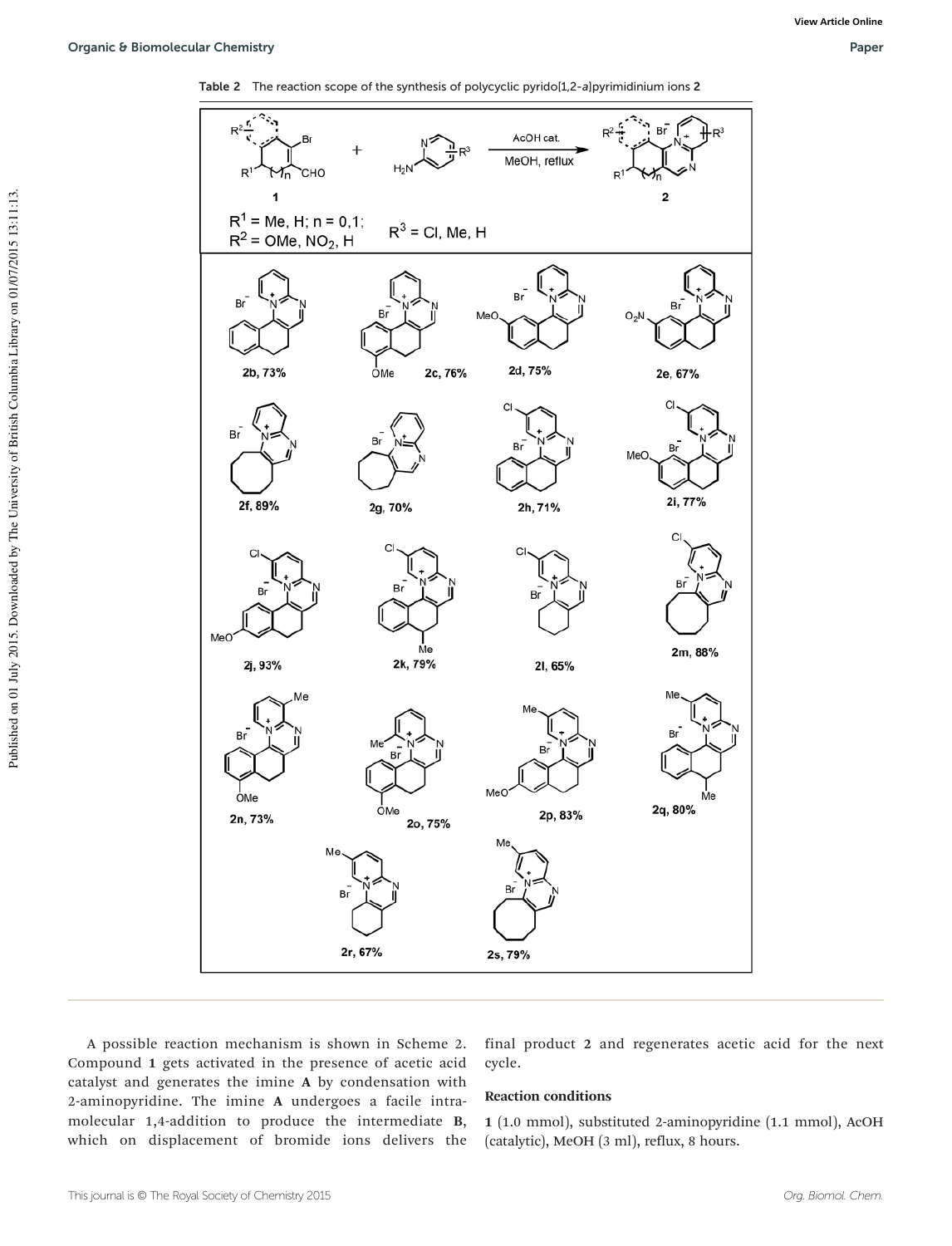Table 2 The reaction scope of the synthesis of polycyclic pyrido[1,2-*a*]pyrimidinium ions **2**

**1** + 2-aminopyridine ($R^3$) → (AcOH cat., MeOH, reflux) → **2**

$R^1$ = Me, H; n = 0,1; $R^2$ = OMe, $NO_2$, H; $R^3$ = Cl, Me, H

**2b**, 73%; **2c**, 76%; **2d**, 75%; **2e**, 67%; **2f**, 89%; **2g**, 70%; **2h**, 71%; **2i**, 77%; **2j**, 93%; **2k**, 79%; **2l**, 65%; **2m**, 88%; **2n**, 73%; **2o**, 75%; **2p**, 83%; **2q**, 80%; **2r**, 67%; **2s**, 79%

A possible reaction mechanism is shown in Scheme 2. Compound **1** gets activated in the presence of acetic acid catalyst and generates the imine **A** by condensation with 2-aminopyridine. The imine **A** undergoes a facile intramolecular 1,4-addition to produce the intermediate **B**, which on displacement of bromide ions delivers the final product **2** and regenerates acetic acid for the next cycle.

### Reaction conditions

**1** (1.0 mmol), substituted 2-aminopyridine (1.1 mmol), AcOH (catalytic), MeOH (3 ml), reflux, 8 hours.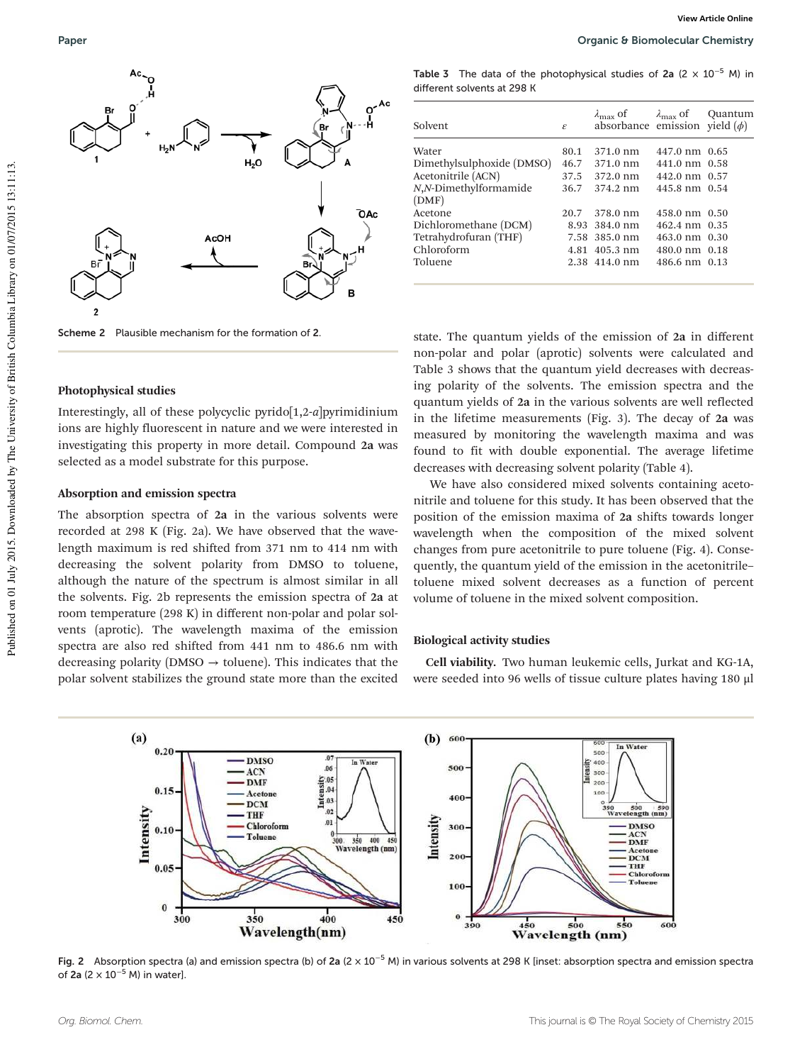Scheme 2 Plausible mechanism for the formation of **2**.

### Photophysical studies

Interestingly, all of these polycyclic pyrido[1,2-*a*]pyrimidinium ions are highly fluorescent in nature and we were interested in investigating this property in more detail. Compound **2a** was selected as a model substrate for this purpose.

#### Absorption and emission spectra

The absorption spectra of **2a** in the various solvents were recorded at 298 K (Fig. 2a). We have observed that the wavelength maximum is red shifted from 371 nm to 414 nm with decreasing the solvent polarity from DMSO to toluene, although the nature of the spectrum is almost similar in all the solvents. Fig. 2b represents the emission spectra of **2a** at room temperature (298 K) in different non-polar and polar solvents (aprotic). The wavelength maxima of the emission spectra are also red shifted from 441 nm to 486.6 nm with decreasing polarity (DMSO → toluene). This indicates that the polar solvent stabilizes the ground state more than the excited state. The quantum yields of the emission of **2a** in different non-polar and polar (aprotic) solvents were calculated and Table 3 shows that the quantum yield decreases with decreasing polarity of the solvents. The emission spectra and the quantum yields of **2a** in the various solvents are well reflected in the lifetime measurements (Fig. 3). The decay of **2a** was measured by monitoring the wavelength maxima and was found to fit with double exponential. The average lifetime decreases with decreasing solvent polarity (Table 4).

We have also considered mixed solvents containing acetonitrile and toluene for this study. It has been observed that the position of the emission maxima of **2a** shifts towards longer wavelength when the composition of the mixed solvent changes from pure acetonitrile to pure toluene (Fig. 4). Consequently, the quantum yield of the emission in the acetonitrile–toluene mixed solvent decreases as a function of percent volume of toluene in the mixed solvent composition.

Table 3 The data of the photophysical studies of **2a** ($2 \times 10^{-5}$ M) in different solvents at 298 K

| Solvent | $\varepsilon$ | $\lambda_{max}$ of absorbance | $\lambda_{max}$ of emission | Quantum yield ($\phi$) |
|---|---|---|---|---|
| Water | 80.1 | 371.0 nm | 447.0 nm | 0.65 |
| Dimethylsulphoxide (DMSO) | 46.7 | 371.0 nm | 441.0 nm | 0.58 |
| Acetonitrile (ACN) | 37.5 | 372.0 nm | 442.0 nm | 0.57 |
| *N*,*N*-Dimethylformamide (DMF) | 36.7 | 374.2 nm | 445.8 nm | 0.54 |
| Acetone | 20.7 | 378.0 nm | 458.0 nm | 0.50 |
| Dichloromethane (DCM) | 8.93 | 384.0 nm | 462.4 nm | 0.35 |
| Tetrahydrofuran (THF) | 7.58 | 385.0 nm | 463.0 nm | 0.30 |
| Chloroform | 4.81 | 405.3 nm | 480.0 nm | 0.18 |
| Toluene | 2.38 | 414.0 nm | 486.6 nm | 0.13 |

### Biological activity studies

**Cell viability.** Two human leukemic cells, Jurkat and KG-1A, were seeded into 96 wells of tissue culture plates having 180 μl

Fig. 2 Absorption spectra (a) and emission spectra (b) of **2a** ($2 \times 10^{-5}$ M) in various solvents at 298 K [inset: absorption spectra and emission spectra of **2a** ($2 \times 10^{-5}$ M) in water].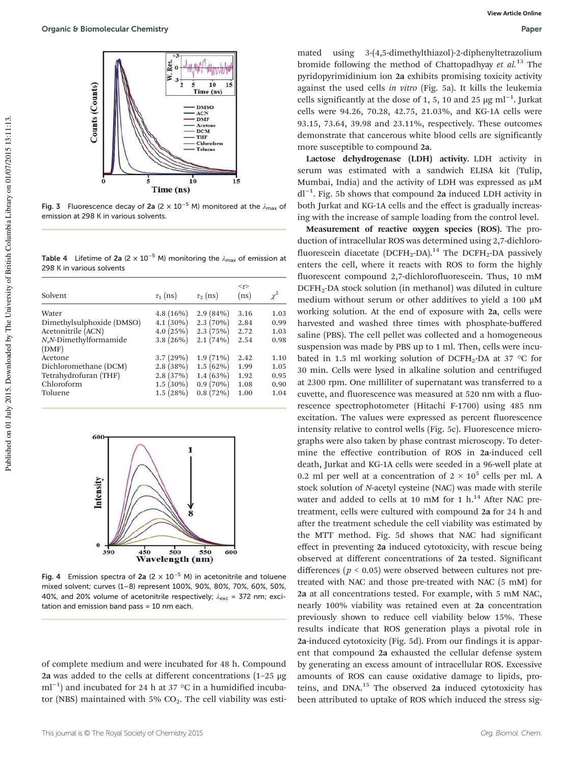Fig. 3 Fluorescence decay of **2a** ($2 \times 10^{-5}$ M) monitored at the $\lambda_{max}$ of emission at 298 K in various solvents.

**Table 4** Lifetime of **2a** ($2 \times 10^{-5}$ M) monitoring the $\lambda_{max}$ of emission at 298 K in various solvents

| Solvent | $\tau_1$ (ns) | $\tau_2$ (ns) | $<\tau>$ (ns) | $\chi^2$ |
|---|---|---|---|---|
| Water | 4.8 (16%) | 2.9 (84%) | 3.16 | 1.03 |
| Dimethylsulphoxide (DMSO) | 4.1 (30%) | 2.3 (70%) | 2.84 | 0.99 |
| Acetonitrile (ACN) | 4.0 (25%) | 2.3 (75%) | 2.72 | 1.03 |
| *N*,*N*-Dimethylformamide (DMF) | 3.8 (26%) | 2.1 (74%) | 2.54 | 0.98 |
| Acetone | 3.7 (29%) | 1.9 (71%) | 2.42 | 1.10 |
| Dichloromethane (DCM) | 2.8 (38%) | 1.5 (62%) | 1.99 | 1.05 |
| Tetrahydrofuran (THF) | 2.8 (37%) | 1.4 (63%) | 1.92 | 0.95 |
| Chloroform | 1.5 (30%) | 0.9 (70%) | 1.08 | 0.90 |
| Toluene | 1.5 (28%) | 0.8 (72%) | 1.00 | 1.04 |

Fig. 4 Emission spectra of **2a** ($2 \times 10^{-5}$ M) in acetonitrile and toluene mixed solvent; curves (1–8) represent 100%, 90%, 80%, 70%, 60%, 50%, 40%, and 20% volume of acetonitrile respectively; $\lambda_{exc}$ = 372 nm; excitation and emission band pass = 10 nm each.

of complete medium and were incubated for 48 h. Compound **2a** was added to the cells at different concentrations (1–25 μg $ml^{-1}$) and incubated for 24 h at 37 °C in a humidified incubator (NBS) maintained with 5% $CO_2$. The cell viability was estimated using 3-(4,5-dimethylthiazol)-2-diphenyltetrazolium bromide following the method of Chattopadhyay *et al.*[13] The pyridopyrimidinium ion **2a** exhibits promising toxicity activity against the used cells *in vitro* (Fig. 5a). It kills the leukemia cells significantly at the dose of 1, 5, 10 and 25 μg $ml^{-1}$. Jurkat cells were 94.26, 70.28, 42.75, 21.03%, and KG-1A cells were 93.15, 73.64, 39.98 and 23.11%, respectively. These outcomes demonstrate that cancerous white blood cells are significantly more susceptible to compound **2a**.

**Lactose dehydrogenase (LDH) activity.** LDH activity in serum was estimated with a sandwich ELISA kit (Tulip, Mumbai, India) and the activity of LDH was expressed as μM $dl^{-1}$. Fig. 5b shows that compound **2a** induced LDH activity in both Jurkat and KG-1A cells and the effect is gradually increasing with the increase of sample loading from the control level.

**Measurement of reactive oxygen species (ROS).** The production of intracellular ROS was determined using 2,7-dichlorofluorescein diacetate ($DCFH_2$-DA).[14] The $DCFH_2$-DA passively enters the cell, where it reacts with ROS to form the highly fluorescent compound 2,7-dichlorofluorescein. Thus, 10 mM $DCFH_2$-DA stock solution (in methanol) was diluted in culture medium without serum or other additives to yield a 100 μM working solution. At the end of exposure with **2a**, cells were harvested and washed three times with phosphate-buffered saline (PBS). The cell pellet was collected and a homogeneous suspension was made by PBS up to 1 ml. Then, cells were incubated in 1.5 ml working solution of $DCFH_2$-DA at 37 °C for 30 min. Cells were lysed in alkaline solution and centrifuged at 2300 rpm. One milliliter of supernatant was transferred to a cuvette, and fluorescence was measured at 520 nm with a fluorescence spectrophotometer (Hitachi F-1700) using 485 nm excitation. The values were expressed as percent fluorescence intensity relative to control wells (Fig. 5c). Fluorescence micrographs were also taken by phase contrast microscopy. To determine the effective contribution of ROS in **2a**-induced cell death, Jurkat and KG-1A cells were seeded in a 96-well plate at 0.2 ml per well at a concentration of $2 \times 10^5$ cells per ml. A stock solution of *N*-acetyl cysteine (NAC) was made with sterile water and added to cells at 10 mM for 1 h.[14] After NAC pretreatment, cells were cultured with compound **2a** for 24 h and after the treatment schedule the cell viability was estimated by the MTT method. Fig. 5d shows that NAC had significant effect in preventing **2a** induced cytotoxicity, with rescue being observed at different concentrations of **2a** tested. Significant differences ($p < 0.05$) were observed between cultures not pretreated with NAC and those pre-treated with NAC (5 mM) for **2a** at all concentrations tested. For example, with 5 mM NAC, nearly 100% viability was retained even at **2a** concentration previously shown to reduce cell viability below 15%. These results indicate that ROS generation plays a pivotal role in **2a**-induced cytotoxicity (Fig. 5d). From our findings it is apparent that compound **2a** exhausted the cellular defense system by generating an excess amount of intracellular ROS. Excessive amounts of ROS can cause oxidative damage to lipids, proteins, and DNA.[15] The observed **2a** induced cytotoxicity has been attributed to uptake of ROS which induced the stress sig-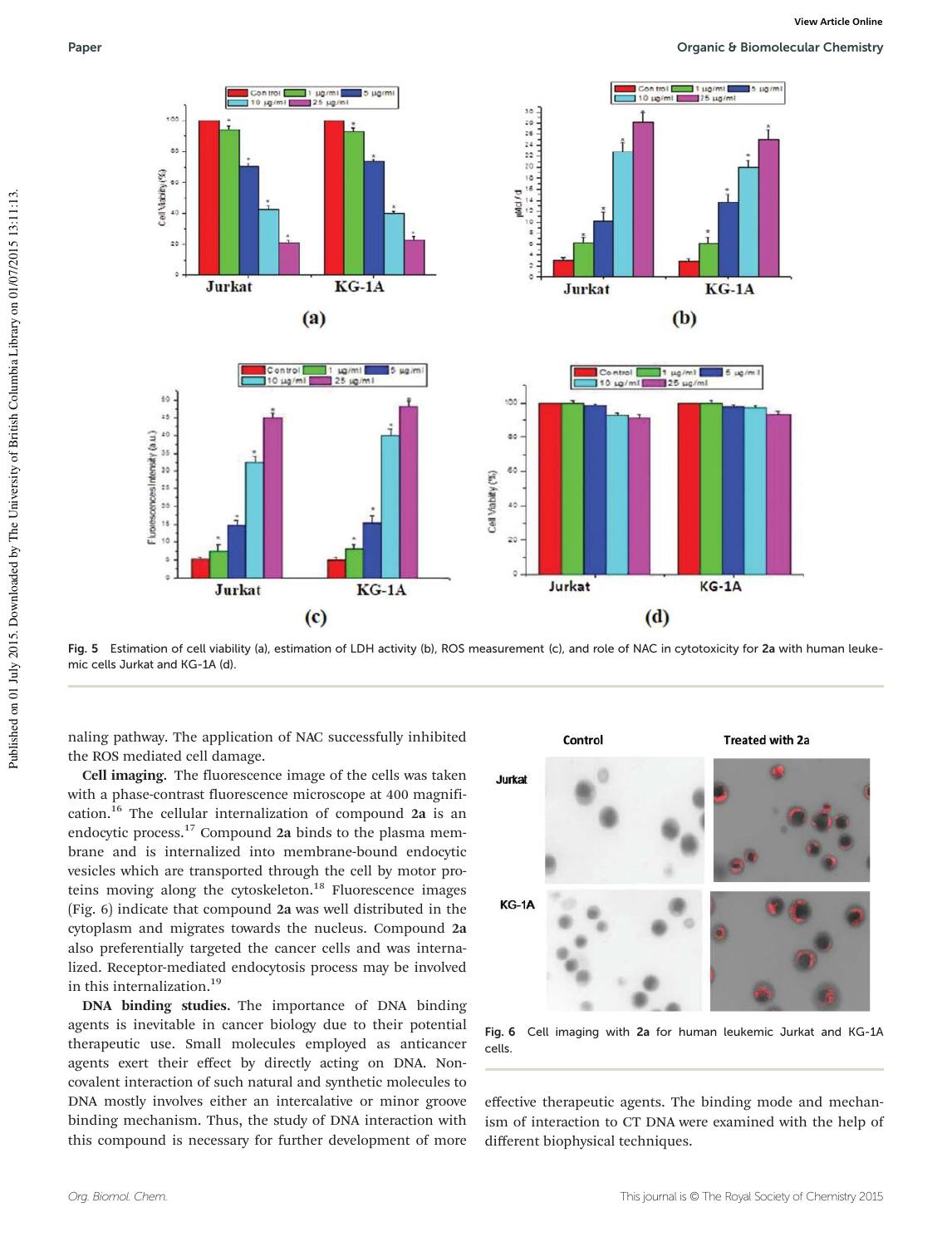Fig. 5 Estimation of cell viability (a), estimation of LDH activity (b), ROS measurement (c), and role of NAC in cytotoxicity for **2a** with human leukemic cells Jurkat and KG-1A (d).

naling pathway. The application of NAC successfully inhibited the ROS mediated cell damage.

**Cell imaging.** The fluorescence image of the cells was taken with a phase-contrast fluorescence microscope at 400 magnification.[16] The cellular internalization of compound **2a** is an endocytic process.[17] Compound **2a** binds to the plasma membrane and is internalized into membrane-bound endocytic vesicles which are transported through the cell by motor proteins moving along the cytoskeleton.[18] Fluorescence images (Fig. 6) indicate that compound **2a** was well distributed in the cytoplasm and migrates towards the nucleus. Compound **2a** also preferentially targeted the cancer cells and was internalized. Receptor-mediated endocytosis process may be involved in this internalization.[19]

Fig. 6 Cell imaging with **2a** for human leukemic Jurkat and KG-1A cells.

**DNA binding studies.** The importance of DNA binding agents is inevitable in cancer biology due to their potential therapeutic use. Small molecules employed as anticancer agents exert their effect by directly acting on DNA. Non-covalent interaction of such natural and synthetic molecules to DNA mostly involves either an intercalative or minor groove binding mechanism. Thus, the study of DNA interaction with this compound is necessary for further development of more effective therapeutic agents. The binding mode and mechanism of interaction to CT DNA were examined with the help of different biophysical techniques.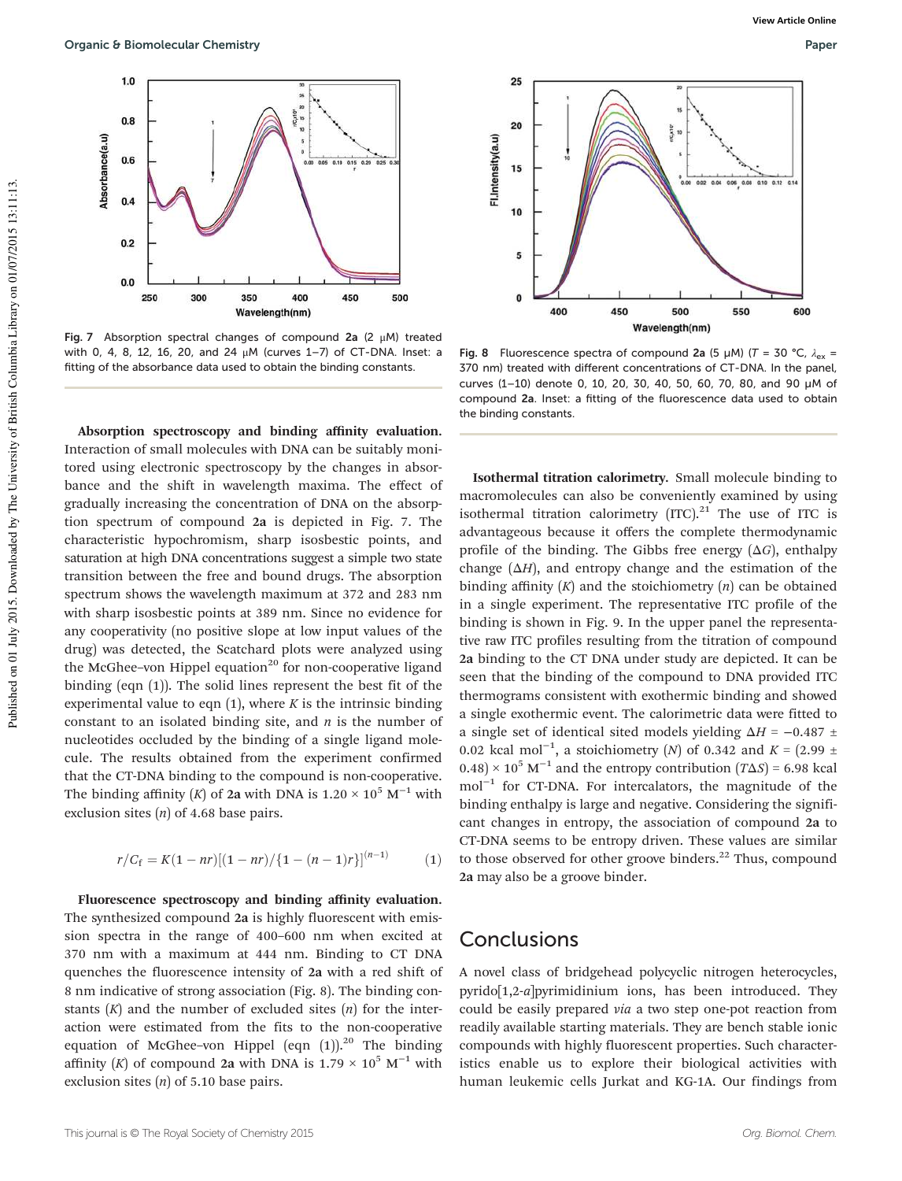Fig. 7 Absorption spectral changes of compound **2a** (2 μM) treated with 0, 4, 8, 12, 16, 20, and 24 μM (curves 1–7) of CT-DNA. Inset: a fitting of the absorbance data used to obtain the binding constants.

Fig. 8 Fluorescence spectra of compound **2a** (5 μM) ($T$ = 30 °C, $\lambda_{ex}$ = 370 nm) treated with different concentrations of CT-DNA. In the panel, curves (1–10) denote 0, 10, 20, 30, 40, 50, 60, 70, 80, and 90 μM of compound **2a**. Inset: a fitting of the fluorescence data used to obtain the binding constants.

**Absorption spectroscopy and binding affinity evaluation.** Interaction of small molecules with DNA can be suitably monitored using electronic spectroscopy by the changes in absorbance and the shift in wavelength maxima. The effect of gradually increasing the concentration of DNA on the absorption spectrum of compound **2a** is depicted in Fig. 7. The characteristic hypochromism, sharp isosbestic points, and saturation at high DNA concentrations suggest a simple two state transition between the free and bound drugs. The absorption spectrum shows the wavelength maximum at 372 and 283 nm with sharp isosbestic points at 389 nm. Since no evidence for any cooperativity (no positive slope at low input values of the drug) was detected, the Scatchard plots were analyzed using the McGhee–von Hippel equation[20] for non-cooperative ligand binding (eqn (1)). The solid lines represent the best fit of the experimental value to eqn (1), where $K$ is the intrinsic binding constant to an isolated binding site, and $n$ is the number of nucleotides occluded by the binding of a single ligand molecule. The results obtained from the experiment confirmed that the CT-DNA binding to the compound is non-cooperative. The binding affinity ($K$) of **2a** with DNA is $1.20 \times 10^5$ $M^{-1}$ with exclusion sites ($n$) of 4.68 base pairs.

$$r/C_f = K(1 - nr)[(1 - nr)/\{1 - (n - 1)r\}]^{(n-1)} \qquad (1)$$

**Fluorescence spectroscopy and binding affinity evaluation.** The synthesized compound **2a** is highly fluorescent with emission spectra in the range of 400–600 nm when excited at 370 nm with a maximum at 444 nm. Binding to CT DNA quenches the fluorescence intensity of **2a** with a red shift of 8 nm indicative of strong association (Fig. 8). The binding constants ($K$) and the number of excluded sites ($n$) for the interaction were estimated from the fits to the non-cooperative equation of McGhee–von Hippel (eqn (1)).[20] The binding affinity ($K$) of compound **2a** with DNA is $1.79 \times 10^5$ $M^{-1}$ with exclusion sites ($n$) of 5.10 base pairs.

**Isothermal titration calorimetry.** Small molecule binding to macromolecules can also be conveniently examined by using isothermal titration calorimetry (ITC).[21] The use of ITC is advantageous because it offers the complete thermodynamic profile of the binding. The Gibbs free energy ($\Delta G$), enthalpy change ($\Delta H$), and entropy change and the estimation of the binding affinity ($K$) and the stoichiometry ($n$) can be obtained in a single experiment. The representative ITC profile of the binding is shown in Fig. 9. In the upper panel the representative raw ITC profiles resulting from the titration of compound **2a** binding to the CT DNA under study are depicted. It can be seen that the binding of the compound to DNA provided ITC thermograms consistent with exothermic binding and showed a single exothermic event. The calorimetric data were fitted to a single set of identical sited models yielding $\Delta H = -0.487 \pm 0.02$ kcal $mol^{-1}$, a stoichiometry ($N$) of 0.342 and $K = (2.99 \pm 0.48) \times 10^5$ $M^{-1}$ and the entropy contribution ($T\Delta S$) = 6.98 kcal $mol^{-1}$ for CT-DNA. For intercalators, the magnitude of the binding enthalpy is large and negative. Considering the significant changes in entropy, the association of compound **2a** to CT-DNA seems to be entropy driven. These values are similar to those observed for other groove binders.[22] Thus, compound **2a** may also be a groove binder.

## Conclusions

A novel class of bridgehead polycyclic nitrogen heterocycles, pyrido[1,2-*a*]pyrimidinium ions, has been introduced. They could be easily prepared *via* a two step one-pot reaction from readily available starting materials. They are bench stable ionic compounds with highly fluorescent properties. Such characteristics enable us to explore their biological activities with human leukemic cells Jurkat and KG-1A. Our findings from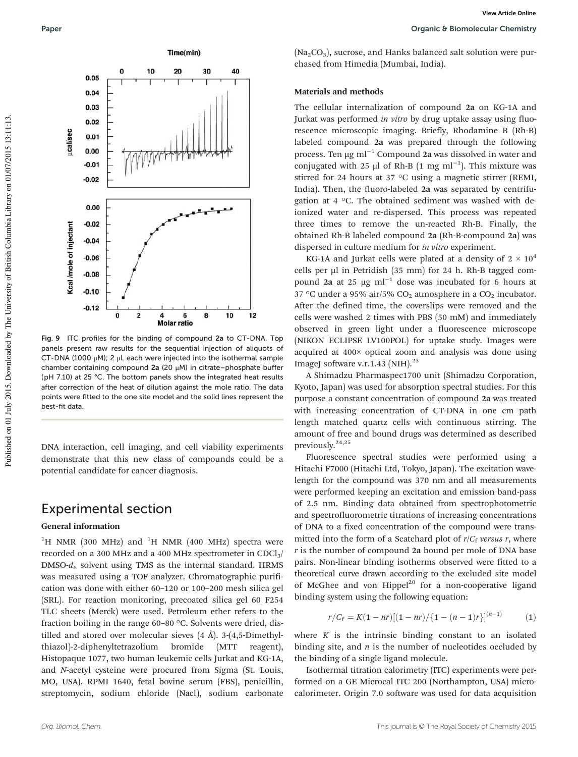Fig. 9 ITC profiles for the binding of compound **2a** to CT-DNA. Top panels present raw results for the sequential injection of aliquots of CT-DNA (1000 μM); 2 μL each were injected into the isothermal sample chamber containing compound **2a** (20 μM) in citrate–phosphate buffer (pH 7.10) at 25 °C. The bottom panels show the integrated heat results after correction of the heat of dilution against the mole ratio. The data points were fitted to the one site model and the solid lines represent the best-fit data.

DNA interaction, cell imaging, and cell viability experiments demonstrate that this new class of compounds could be a potential candidate for cancer diagnosis.

## Experimental section

### General information

$^1$H NMR (300 MHz) and $^1$H NMR (400 MHz) spectra were recorded on a 300 MHz and a 400 MHz spectrometer in $CDCl_3$/DMSO-$d_6$ solvent using TMS as the internal standard. HRMS was measured using a TOF analyzer. Chromatographic purification was done with either 60–120 or 100–200 mesh silica gel (SRL). For reaction monitoring, precoated silica gel 60 F254 TLC sheets (Merck) were used. Petroleum ether refers to the fraction boiling in the range 60–80 °C. Solvents were dried, distilled and stored over molecular sieves (4 Å). 3-(4,5-Dimethylthiazol)-2-diphenyltetrazolium bromide (MTT reagent), Histopaque 1077, two human leukemic cells Jurkat and KG-1A, and *N*-acetyl cysteine were procured from Sigma (St. Louis, MO, USA). RPMI 1640, fetal bovine serum (FBS), penicillin, streptomycin, sodium chloride (Nacl), sodium carbonate ($Na_2CO_3$), sucrose, and Hanks balanced salt solution were purchased from Himedia (Mumbai, India).

### Materials and methods

The cellular internalization of compound **2a** on KG-1A and Jurkat was performed *in vitro* by drug uptake assay using fluorescence microscopic imaging. Briefly, Rhodamine B (Rh-B) labeled compound **2a** was prepared through the following process. Ten μg ml$^{-1}$ Compound **2a** was dissolved in water and conjugated with 25 μl of Rh-B (1 mg ml$^{-1}$). This mixture was stirred for 24 hours at 37 °C using a magnetic stirrer (REMI, India). Then, the fluoro-labeled **2a** was separated by centrifugation at 4 °C. The obtained sediment was washed with deionized water and re-dispersed. This process was repeated three times to remove the un-reacted Rh-B. Finally, the obtained Rh-B labeled compound **2a** (Rh-B-compound **2a**) was dispersed in culture medium for *in vitro* experiment.

KG-1A and Jurkat cells were plated at a density of $2 \times 10^4$ cells per μl in Petridish (35 mm) for 24 h. Rh-B tagged compound **2a** at 25 μg ml$^{-1}$ dose was incubated for 6 hours at 37 °C under a 95% air/5% $CO_2$ atmosphere in a $CO_2$ incubator. After the defined time, the coverslips were removed and the cells were washed 2 times with PBS (50 mM) and immediately observed in green light under a fluorescence microscope (NIKON ECLIPSE LV100POL) for uptake study. Images were acquired at 400× optical zoom and analysis was done using ImageJ software v.r.1.43 (NIH).[23]

A Shimadzu Pharmaspec1700 unit (Shimadzu Corporation, Kyoto, Japan) was used for absorption spectral studies. For this purpose a constant concentration of compound **2a** was treated with increasing concentration of CT-DNA in one cm path length matched quartz cells with continuous stirring. The amount of free and bound drugs was determined as described previously.[24,25]

Fluorescence spectral studies were performed using a Hitachi F7000 (Hitachi Ltd, Tokyo, Japan). The excitation wavelength for the compound was 370 nm and all measurements were performed keeping an excitation and emission band-pass of 2.5 nm. Binding data obtained from spectrophotometric and spectrofluorometric titrations of increasing concentrations of DNA to a fixed concentration of the compound were transmitted into the form of a Scatchard plot of $r/C_f$ *versus* $r$, where $r$ is the number of compound **2a** bound per mole of DNA base pairs. Non-linear binding isotherms observed were fitted to a theoretical curve drawn according to the excluded site model of McGhee and von Hippel[20] for a non-cooperative ligand binding system using the following equation:

$$r/C_f = K(1 - nr)[(1 - nr)/\{1 - (n - 1)r\}]^{(n-1)} \tag{1}$$

where $K$ is the intrinsic binding constant to an isolated binding site, and $n$ is the number of nucleotides occluded by the binding of a single ligand molecule.

Isothermal titration calorimetry (ITC) experiments were performed on a GE Microcal ITC 200 (Northampton, USA) microcalorimeter. Origin 7.0 software was used for data acquisition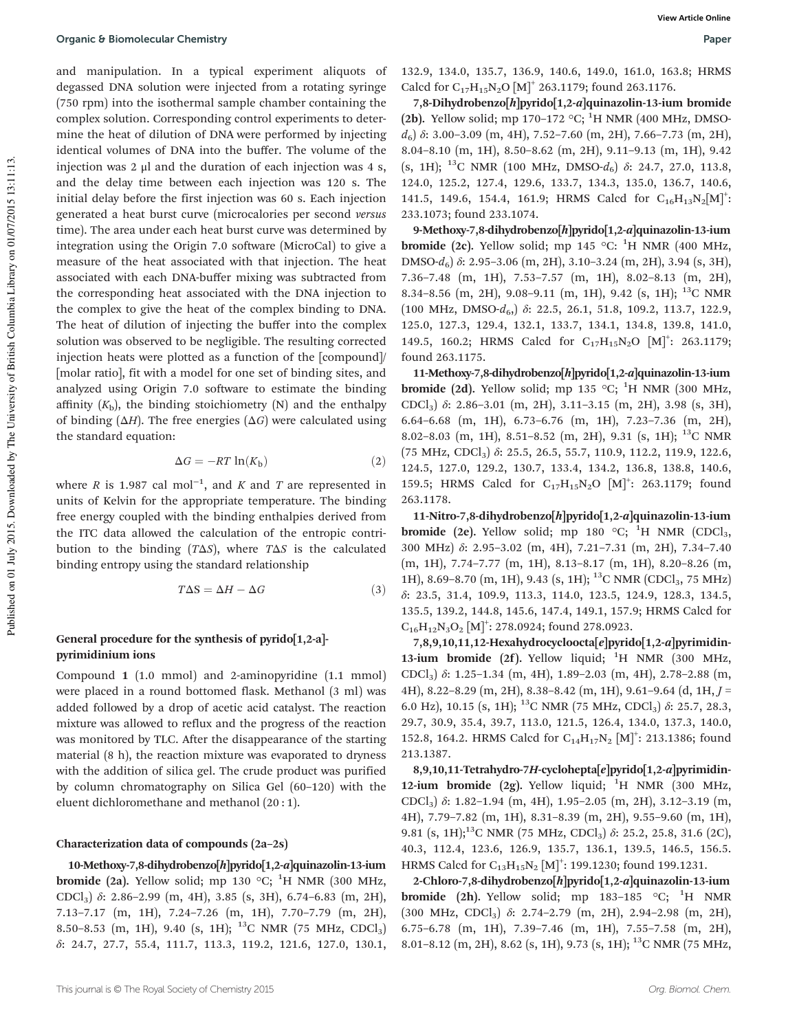and manipulation. In a typical experiment aliquots of degassed DNA solution were injected from a rotating syringe (750 rpm) into the isothermal sample chamber containing the complex solution. Corresponding control experiments to determine the heat of dilution of DNA were performed by injecting identical volumes of DNA into the buffer. The volume of the injection was 2 μl and the duration of each injection was 4 s, and the delay time between each injection was 120 s. The initial delay before the first injection was 60 s. Each injection generated a heat burst curve (microcalories per second *versus* time). The area under each heat burst curve was determined by integration using the Origin 7.0 software (MicroCal) to give a measure of the heat associated with that injection. The heat associated with each DNA-buffer mixing was subtracted from the corresponding heat associated with the DNA injection to the complex to give the heat of the complex binding to DNA. The heat of dilution of injecting the buffer into the complex solution was observed to be negligible. The resulting corrected injection heats were plotted as a function of the [compound]/[molar ratio], fit with a model for one set of binding sites, and analyzed using Origin 7.0 software to estimate the binding affinity ($K_b$), the binding stoichiometry (N) and the enthalpy of binding ($\Delta H$). The free energies ($\Delta G$) were calculated using the standard equation:

$$\Delta G = -RT\ \ln(K_b) \tag{2}$$

where $R$ is 1.987 cal mol$^{-1}$, and $K$ and $T$ are represented in units of Kelvin for the appropriate temperature. The binding free energy coupled with the binding enthalpies derived from the ITC data allowed the calculation of the entropic contribution to the binding ($T\Delta S$), where $T\Delta S$ is the calculated binding entropy using the standard relationship

$$T\Delta S = \Delta H - \Delta G \tag{3}$$

### General procedure for the synthesis of pyrido[1,2-a]-pyrimidinium ions

Compound **1** (1.0 mmol) and 2-aminopyridine (1.1 mmol) were placed in a round bottomed flask. Methanol (3 ml) was added followed by a drop of acetic acid catalyst. The reaction mixture was allowed to reflux and the progress of the reaction was monitored by TLC. After the disappearance of the starting material (8 h), the reaction mixture was evaporated to dryness with the addition of silica gel. The crude product was purified by column chromatography on Silica Gel (60–120) with the eluent dichloromethane and methanol (20 : 1).

### Characterization data of compounds (2a–2s)

**10-Methoxy-7,8-dihydrobenzo[*h*]pyrido[1,2-*a*]quinazolin-13-ium bromide (2a).** Yellow solid; mp 130 °C; $^1$H NMR (300 MHz, $CDCl_3$) δ: 2.86–2.99 (m, 4H), 3.85 (s, 3H), 6.74–6.83 (m, 2H), 7.13–7.17 (m, 1H), 7.24–7.26 (m, 1H), 7.70–7.79 (m, 2H), 8.50–8.53 (m, 1H), 9.40 (s, 1H); $^{13}$C NMR (75 MHz, $CDCl_3$) δ: 24.7, 27.7, 55.4, 111.7, 113.3, 119.2, 121.6, 127.0, 130.1, 132.9, 134.0, 135.7, 136.9, 140.6, 149.0, 161.0, 163.8; HRMS Calcd for $C_{17}H_{15}N_2O$ [M]$^+$ 263.1179; found 263.1176.

**7,8-Dihydrobenzo[*h*]pyrido[1,2-*a*]quinazolin-13-ium bromide (2b).** Yellow solid; mp 170–172 °C; $^1$H NMR (400 MHz, DMSO-$d_6$) δ: 3.00–3.09 (m, 4H), 7.52–7.60 (m, 2H), 7.66–7.73 (m, 2H), 8.04–8.10 (m, 1H), 8.50–8.62 (m, 2H), 9.11–9.13 (m, 1H), 9.42 (s, 1H); $^{13}$C NMR (100 MHz, DMSO-$d_6$) δ: 24.7, 27.0, 113.8, 124.0, 125.2, 127.4, 129.6, 133.7, 134.3, 135.0, 136.7, 140.6, 141.5, 149.6, 154.4, 161.9; HRMS Calcd for $C_{16}H_{13}N_2$[M]$^+$: 233.1073; found 233.1074.

**9-Methoxy-7,8-dihydrobenzo[*h*]pyrido[1,2-*a*]quinazolin-13-ium bromide (2c).** Yellow solid; mp 145 °C: $^1$H NMR (400 MHz, DMSO-$d_6$) δ: 2.95–3.06 (m, 2H), 3.10–3.24 (m, 2H), 3.94 (s, 3H), 7.36–7.48 (m, 1H), 7.53–7.57 (m, 1H), 8.02–8.13 (m, 2H), 8.34–8.56 (m, 2H), 9.08–9.11 (m, 1H), 9.42 (s, 1H); $^{13}$C NMR (100 MHz, DMSO-$d_6$,) δ: 22.5, 26.1, 51.8, 109.2, 113.7, 122.9, 125.0, 127.3, 129.4, 132.1, 133.7, 134.1, 134.8, 139.8, 141.0, 149.5, 160.2; HRMS Calcd for $C_{17}H_{15}N_2O$ [M]$^+$: 263.1179; found 263.1175.

**11-Methoxy-7,8-dihydrobenzo[*h*]pyrido[1,2-*a*]quinazolin-13-ium bromide (2d).** Yellow solid; mp 135 °C; $^1$H NMR (300 MHz, $CDCl_3$) δ: 2.86–3.01 (m, 2H), 3.11–3.15 (m, 2H), 3.98 (s, 3H), 6.64–6.68 (m, 1H), 6.73–6.76 (m, 1H), 7.23–7.36 (m, 2H), 8.02–8.03 (m, 1H), 8.51–8.52 (m, 2H), 9.31 (s, 1H); $^{13}$C NMR (75 MHz, $CDCl_3$) δ: 25.5, 26.5, 55.7, 110.9, 112.2, 119.9, 122.6, 124.5, 127.0, 129.2, 130.7, 133.4, 134.2, 136.8, 138.8, 140.6, 159.5; HRMS Calcd for $C_{17}H_{15}N_2O$ [M]$^+$: 263.1179; found 263.1178.

**11-Nitro-7,8-dihydrobenzo[*h*]pyrido[1,2-*a*]quinazolin-13-ium bromide (2e).** Yellow solid; mp 180 °C; $^1$H NMR ($CDCl_3$, 300 MHz) δ: 2.95–3.02 (m, 4H), 7.21–7.31 (m, 2H), 7.34–7.40 (m, 1H), 7.74–7.77 (m, 1H), 8.13–8.17 (m, 1H), 8.20–8.26 (m, 1H), 8.69–8.70 (m, 1H), 9.43 (s, 1H); $^{13}$C NMR ($CDCl_3$, 75 MHz) δ: 23.5, 31.4, 109.9, 113.3, 114.0, 123.5, 124.9, 128.3, 134.5, 135.5, 139.2, 144.8, 145.6, 147.4, 149.1, 157.9; HRMS Calcd for $C_{16}H_{12}N_3O_2$ [M]$^+$: 278.0924; found 278.0923.

**7,8,9,10,11,12-Hexahydrocycloocta[*e*]pyrido[1,2-*a*]pyrimidin-13-ium bromide (2f).** Yellow liquid; $^1$H NMR (300 MHz, $CDCl_3$) δ: 1.25–1.34 (m, 4H), 1.89–2.03 (m, 4H), 2.78–2.88 (m, 4H), 8.22–8.29 (m, 2H), 8.38–8.42 (m, 1H), 9.61–9.64 (d, 1H, $J$ = 6.0 Hz), 10.15 (s, 1H); $^{13}$C NMR (75 MHz, $CDCl_3$) δ: 25.7, 28.3, 29.7, 30.9, 35.4, 39.7, 113.0, 121.5, 126.4, 134.0, 137.3, 140.0, 152.8, 164.2. HRMS Calcd for $C_{14}H_{17}N_2$ [M]$^+$: 213.1386; found 213.1387.

**8,9,10,11-Tetrahydro-7*H*-cyclohepta[*e*]pyrido[1,2-*a*]pyrimidin-12-ium bromide (2g).** Yellow liquid; $^1$H NMR (300 MHz, $CDCl_3$) δ: 1.82–1.94 (m, 4H), 1.95–2.05 (m, 2H), 3.12–3.19 (m, 4H), 7.79–7.82 (m, 1H), 8.31–8.39 (m, 2H), 9.55–9.60 (m, 1H), 9.81 (s, 1H);$^{13}$C NMR (75 MHz, $CDCl_3$) δ: 25.2, 25.8, 31.6 (2C), 40.3, 112.4, 123.6, 126.9, 135.7, 136.1, 139.5, 146.5, 156.5. HRMS Calcd for $C_{13}H_{15}N_2$ [M]$^+$: 199.1230; found 199.1231.

**2-Chloro-7,8-dihydrobenzo[*h*]pyrido[1,2-*a*]quinazolin-13-ium bromide (2h).** Yellow solid; mp 183–185 °C; $^1$H NMR (300 MHz, $CDCl_3$) δ: 2.74–2.79 (m, 2H), 2.94–2.98 (m, 2H), 6.75–6.78 (m, 1H), 7.39–7.46 (m, 1H), 7.55–7.58 (m, 2H), 8.01–8.12 (m, 2H), 8.62 (s, 1H), 9.73 (s, 1H); $^{13}$C NMR (75 MHz,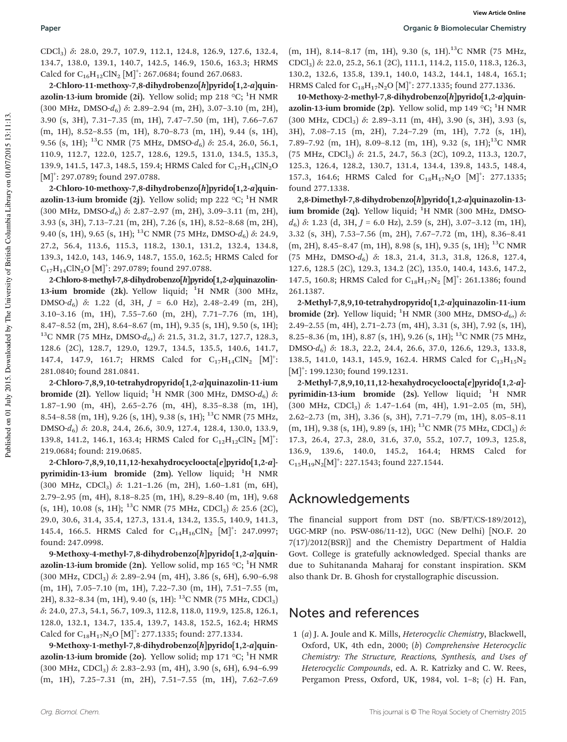$CDCl_3$) δ: 28.0, 29.7, 107.9, 112.1, 124.8, 126.9, 127.6, 132.4, 134.7, 138.0, 139.1, 140.7, 142.5, 146.9, 150.6, 163.3; HRMS Calcd for $C_{16}H_{12}ClN_2$ $[M]^+$: 267.0684; found 267.0683.

**2-Chloro-11-methoxy-7,8-dihydrobenzo[*h*]pyrido[1,2-*a*]quinazolin-13-ium bromide (2i).** Yellow solid; mp 218 °C; $^1H$ NMR (300 MHz, DMSO-$d_6$) δ: 2.89–2.94 (m, 2H), 3.07–3.10 (m, 2H), 3.90 (s, 3H), 7.31–7.35 (m, 1H), 7.47–7.50 (m, 1H), 7.66–7.67 (m, 1H), 8.52–8.55 (m, 1H), 8.70–8.73 (m, 1H), 9.44 (s, 1H), 9.56 (s, 1H); $^{13}C$ NMR (75 MHz, DMSO-$d_6$) δ: 25.4, 26.0, 56.1, 110.9, 112.7, 122.0, 125.7, 128.6, 129.5, 131.0, 134.5, 135.3, 139.9, 141.5, 147.3, 148.5, 159.4; HRMS Calcd for $C_{17}H_{14}ClN_2O$ $[M]^+$: 297.0789; found 297.0788.

**2-Chloro-10-methoxy-7,8-dihydrobenzo[*h*]pyrido[1,2-*a*]quinazolin-13-ium bromide (2j).** Yellow solid; mp 222 °C; $^1H$ NMR (300 MHz, DMSO-$d_6$) δ: 2.87–2.97 (m, 2H), 3.09–3.11 (m, 2H), 3.93 (s, 3H), 7.13–7.21 (m, 2H), 7.26 (s, 1H), 8.52–8.68 (m, 2H), 9.40 (s, 1H), 9.65 (s, 1H); $^{13}C$ NMR (75 MHz, DMSO-$d_6$) δ: 24.9, 27.2, 56.4, 113.6, 115.3, 118.2, 130.1, 131.2, 132.4, 134.8, 139.3, 142.0, 143, 146.9, 148.7, 155.0, 162.5; HRMS Calcd for $C_{17}H_{14}ClN_2O$ $[M]^+$: 297.0789; found 297.0788.

**2-Chloro-8-methyl-7,8-dihydrobenzo[*h*]pyrido[1,2-*a*]quinazolin-13-ium bromide (2k).** Yellow liquid; $^1H$ NMR (300 MHz, DMSO-$d_6$) δ: 1.22 (d, 3H, *J* = 6.0 Hz), 2.48–2.49 (m, 2H), 3.10–3.16 (m, 1H), 7.55–7.60 (m, 2H), 7.71–7.76 (m, 1H), 8.47–8.52 (m, 2H), 8.64–8.67 (m, 1H), 9.35 (s, 1H), 9.50 (s, 1H); $^{13}C$ NMR (75 MHz, DMSO-$d_6$,) δ: 21.5, 31.2, 31.7, 127.7, 128.3, 128.6 (2C), 128.7, 129.0, 129.7, 134.5, 135.5, 140.6, 141.7, 147.4, 147.9, 161.7; HRMS Calcd for $C_{17}H_{14}ClN_2$ $[M]^+$: 281.0840; found 281.0841.

**2-Chloro-7,8,9,10-tetrahydropyrido[1,2-*a*]quinazolin-11-ium bromide (2l).** Yellow liquid; $^1H$ NMR (300 MHz, DMSO-$d_6$) δ: 1.87–1.90 (m, 4H), 2.65–2.76 (m, 4H), 8.35–8.38 (m, 1H), 8.54–8.58 (m, 1H), 9.26 (s, 1H), 9.38 (s, 1H); $^{13}C$ NMR (75 MHz, DMSO-$d_6$) δ: 20.8, 24.4, 26.6, 30.9, 127.4, 128.4, 130.0, 133.9, 139.8, 141.2, 146.1, 163.4; HRMS Calcd for $C_{12}H_{12}ClN_2$ $[M]^+$: 219.0684; found: 219.0685.

**2-Chloro-7,8,9,10,11,12-hexahydrocycloocta[*e*]pyrido[1,2-*a*]-pyrimidin-13-ium bromide (2m).** Yellow liquid; $^1H$ NMR (300 MHz, $CDCl_3$) δ: 1.21–1.26 (m, 2H), 1.60–1.81 (m, 6H), 2.79–2.95 (m, 4H), 8.18–8.25 (m, 1H), 8.29–8.40 (m, 1H), 9.68 (s, 1H), 10.08 (s, 1H); $^{13}C$ NMR (75 MHz, $CDCl_3$) δ: 25.6 (2C), 29.0, 30.6, 31.4, 35.4, 127.3, 131.4, 134.2, 135.5, 140.9, 141.3, 145.4, 166.5. HRMS Calcd for $C_{14}H_{16}ClN_2$ $[M]^+$: 247.0997; found: 247.0998.

**9-Methoxy-4-methyl-7,8-dihydrobenzo[*h*]pyrido[1,2-*a*]quinazolin-13-ium bromide (2n).** Yellow solid, mp 165 °C; $^1H$ NMR (300 MHz, $CDCl_3$) δ: 2.89–2.94 (m, 4H), 3.86 (s, 6H), 6.90–6.98 (m, 1H), 7.05–7.10 (m, 1H), 7.22–7.30 (m, 1H), 7.51–7.55 (m, 2H), 8.32–8.34 (m, 1H), 9.40 (s, 1H): $^{13}C$ NMR (75 MHz, $CDCl_3$) δ: 24.0, 27.3, 54.1, 56.7, 109.3, 112.8, 118.0, 119.9, 125.8, 126.1, 128.0, 132.1, 134.7, 135.4, 139.7, 143.8, 152.5, 162.4; HRMS Calcd for $C_{18}H_{17}N_2O$ $[M]^+$: 277.1335; found: 277.1334.

**9-Methoxy-1-methyl-7,8-dihydrobenzo[*h*]pyrido[1,2-*a*]quinazolin-13-ium bromide (2o).** Yellow solid; mp 171 °C; $^1H$ NMR (300 MHz, $CDCl_3$) δ: 2.83–2.93 (m, 4H), 3.90 (s, 6H), 6.94–6.99 (m, 1H), 7.25–7.31 (m, 2H), 7.51–7.55 (m, 1H), 7.62–7.69 (m, 1H), 8.14–8.17 (m, 1H), 9.30 (s, 1H).$^{13}C$ NMR (75 MHz, $CDCl_3$) δ: 22.0, 25.2, 56.1 (2C), 111.1, 114.2, 115.0, 118.3, 126.3, 130.2, 132.6, 135.8, 139.1, 140.0, 143.2, 144.1, 148.4, 165.1; HRMS Calcd for $C_{18}H_{17}N_2O$ $[M]^+$: 277.1335; found 277.1336.

**10-Methoxy-2-methyl-7,8-dihydrobenzo[*h*]pyrido[1,2-*a*]quinazolin-13-ium bromide (2p).** Yellow solid, mp 149 °C; $^1H$ NMR (300 MHz, $CDCl_3$) δ: 2.89–3.11 (m, 4H), 3.90 (s, 3H), 3.93 (s, 3H), 7.08–7.15 (m, 2H), 7.24–7.29 (m, 1H), 7.72 (s, 1H), 7.89–7.92 (m, 1H), 8.09–8.12 (m, 1H), 9.32 (s, 1H);$^{13}C$ NMR (75 MHz, $CDCl_3$) δ: 21.5, 24.7, 56.3 (2C), 109.2, 113.3, 120.7, 125.3, 126.4, 128.2, 130.7, 131.4, 134.4, 139.8, 143.5, 148.4, 157.3, 164.6; HRMS Calcd for $C_{18}H_{17}N_2O$ $[M]^+$: 277.1335; found 277.1338.

**2,8-Dimethyl-7,8-dihydrobenzo[*h*]pyrido[1,2-*a*]quinazolin-13-ium bromide (2q).** Yellow liquid; $^1H$ NMR (300 MHz, DMSO-$d_6$) δ: 1.23 (d, 3H, *J* = 6.0 Hz), 2.59 (s, 2H), 3.07–3.12 (m, 1H), 3.32 (s, 3H), 7.53–7.56 (m, 2H), 7.67–7.72 (m, 1H), 8.36–8.41 (m, 2H), 8.45–8.47 (m, 1H), 8.98 (s, 1H), 9.35 (s, 1H); $^{13}C$ NMR (75 MHz, DMSO-$d_6$) δ: 18.3, 21.4, 31.3, 31.8, 126.8, 127.4, 127.6, 128.5 (2C), 129.3, 134.2 (2C), 135.0, 140.4, 143.6, 147.2, 147.5, 160.8; HRMS Calcd for $C_{18}H_{17}N_2$ $[M]^+$: 261.1386; found 261.1387.

**2-Methyl-7,8,9,10-tetrahydropyrido[1,2-*a*]quinazolin-11-ium bromide (2r).** Yellow liquid; $^1H$ NMR (300 MHz, DMSO-$d_6$,) δ: 2.49–2.55 (m, 4H), 2.71–2.73 (m, 4H), 3.31 (s, 3H), 7.92 (s, 1H), 8.25–8.36 (m, 1H), 8.87 (s, 1H), 9.26 (s, 1H); $^{13}C$ NMR (75 MHz, DMSO-$d_6$) δ: 18.3, 22.2, 24.4, 26.6, 37.0, 126.6, 129.3, 133.8, 138.5, 141.0, 143.1, 145.9, 162.4. HRMS Calcd for $C_{13}H_{15}N_2$ $[M]^+$: 199.1230; found 199.1231.

**2-Methyl-7,8,9,10,11,12-hexahydrocycloocta[*e*]pyrido[1,2-*a*]-pyrimidin-13-ium bromide (2s).** Yellow liquid; $^1H$ NMR (300 MHz, $CDCl_3$) δ: 1.47–1.64 (m, 4H), 1.91–2.05 (m, 5H), 2.62–2.73 (m, 3H), 3.36 (s, 3H), 7.71–7.79 (m, 1H), 8.05–8.11 (m, 1H), 9.38 (s, 1H), 9.89 (s, 1H); $^{13}C$ NMR (75 MHz, $CDCl_3$) δ: 17.3, 26.4, 27.3, 28.0, 31.6, 37.0, 55.2, 107.7, 109.3, 125.8, 136.9, 139.6, 140.0, 145.2, 164.4; HRMS Calcd for $C_{15}H_{19}N_2[M]^+$: 227.1543; found 227.1544.

## Acknowledgements

The financial support from DST (no. SB/FT/CS-189/2012), UGC-MRP (no. PSW-086/11-12), UGC (New Delhi) [NO.F. 20 7(17)/2012(BSR)] and the Chemistry Department of Haldia Govt. College is gratefully acknowledged. Special thanks are due to Suhitananda Maharaj for constant inspiration. SKM also thank Dr. B. Ghosh for crystallographic discussion.

## Notes and references

1 (*a*) J. A. Joule and K. Mills, *Heterocyclic Chemistry*, Blackwell, Oxford, UK, 4th edn, 2000; (*b*) *Comprehensive Heterocyclic Chemistry: The Structure, Reactions, Synthesis, and Uses of Heterocyclic Compounds*, ed. A. R. Katrizky and C. W. Rees, Pergamon Press, Oxford, UK, 1984, vol. 1–8; (*c*) H. Fan,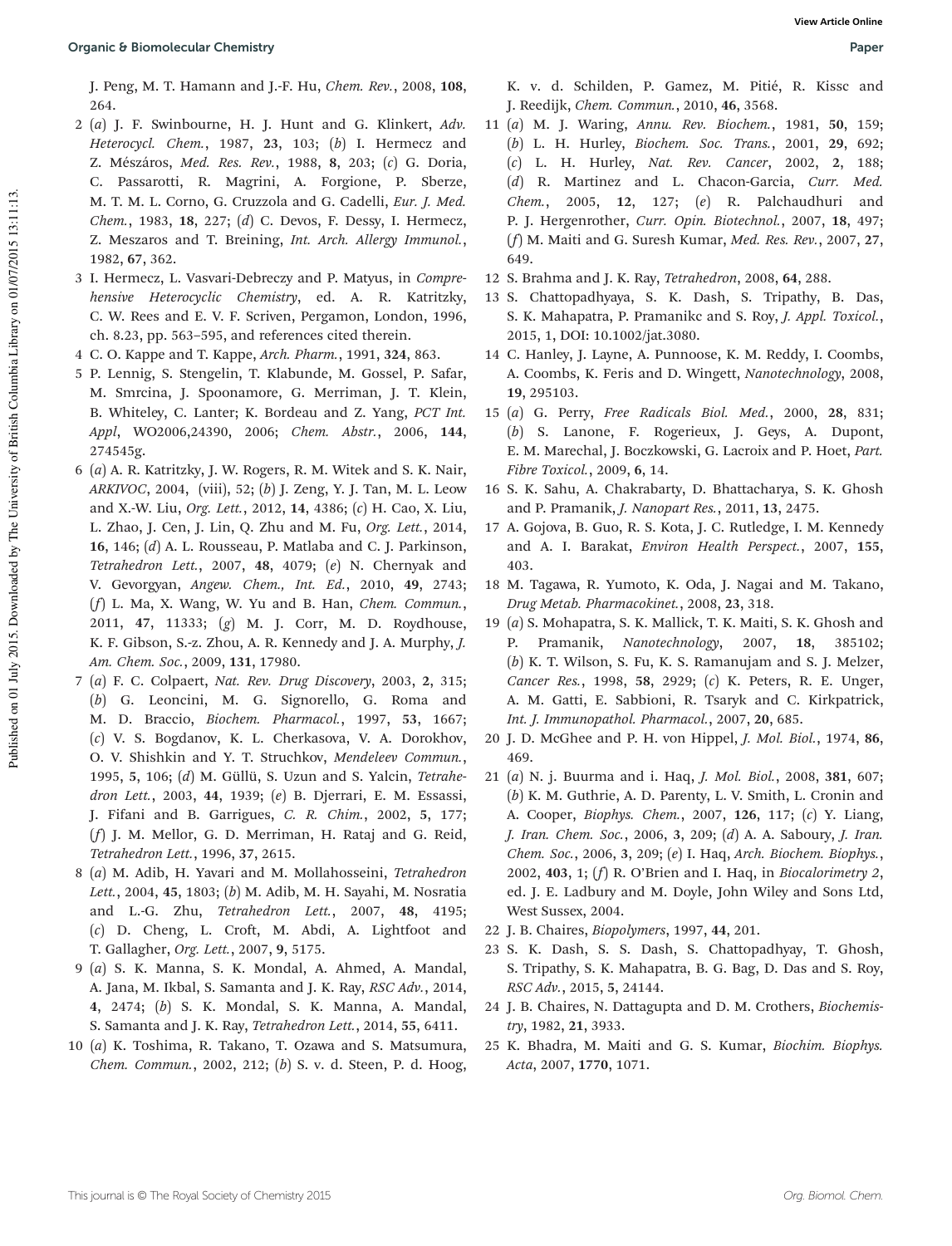J. Peng, M. T. Hamann and J.-F. Hu, *Chem. Rev.*, 2008, **108**, 264.

2 (*a*) J. F. Swinbourne, H. J. Hunt and G. Klinkert, *Adv. Heterocycl. Chem.*, 1987, **23**, 103; (*b*) I. Hermecz and Z. Mészáros, *Med. Res. Rev.*, 1988, **8**, 203; (*c*) G. Doria, C. Passarotti, R. Magrini, A. Forgione, P. Sberze, M. T. M. L. Corno, G. Cruzzola and G. Cadelli, *Eur. J. Med. Chem.*, 1983, **18**, 227; (*d*) C. Devos, F. Dessy, I. Hermecz, Z. Meszaros and T. Breining, *Int. Arch. Allergy Immunol.*, 1982, **67**, 362.

3 I. Hermecz, L. Vasvari-Debreczy and P. Matyus, in *Comprehensive Heterocyclic Chemistry*, ed. A. R. Katritzky, C. W. Rees and E. V. F. Scriven, Pergamon, London, 1996, ch. 8.23, pp. 563–595, and references cited therein.

4 C. O. Kappe and T. Kappe, *Arch. Pharm.*, 1991, **324**, 863.

5 P. Lennig, S. Stengelin, T. Klabunde, M. Gossel, P. Safar, M. Smrcina, J. Spoonamore, G. Merriman, J. T. Klein, B. Whiteley, C. Lanter; K. Bordeau and Z. Yang, *PCT Int. Appl*, WO2006,24390, 2006; *Chem. Abstr.*, 2006, **144**, 274545g.

6 (*a*) A. R. Katritzky, J. W. Rogers, R. M. Witek and S. K. Nair, *ARKIVOC*, 2004, (viii), 52; (*b*) J. Zeng, Y. J. Tan, M. L. Leow and X.-W. Liu, *Org. Lett.*, 2012, **14**, 4386; (*c*) H. Cao, X. Liu, L. Zhao, J. Cen, J. Lin, Q. Zhu and M. Fu, *Org. Lett.*, 2014, **16**, 146; (*d*) A. L. Rousseau, P. Matlaba and C. J. Parkinson, *Tetrahedron Lett.*, 2007, **48**, 4079; (*e*) N. Chernyak and V. Gevorgyan, *Angew. Chem., Int. Ed.*, 2010, **49**, 2743; (*f*) L. Ma, X. Wang, W. Yu and B. Han, *Chem. Commun.*, 2011, **47**, 11333; (*g*) M. J. Corr, M. D. Roydhouse, K. F. Gibson, S.-z. Zhou, A. R. Kennedy and J. A. Murphy, *J. Am. Chem. Soc.*, 2009, **131**, 17980.

7 (*a*) F. C. Colpaert, *Nat. Rev. Drug Discovery*, 2003, **2**, 315; (*b*) G. Leoncini, M. G. Signorello, G. Roma and M. D. Braccio, *Biochem. Pharmacol.*, 1997, **53**, 1667; (*c*) V. S. Bogdanov, K. L. Cherkasova, V. A. Dorokhov, O. V. Shishkin and Y. T. Struchkov, *Mendeleev Commun.*, 1995, **5**, 106; (*d*) M. Güllü, S. Uzun and S. Yalcin, *Tetrahedron Lett.*, 2003, **44**, 1939; (*e*) B. Djerrari, E. M. Essassi, J. Fifani and B. Garrigues, *C. R. Chim.*, 2002, **5**, 177; (*f*) J. M. Mellor, G. D. Merriman, H. Rataj and G. Reid, *Tetrahedron Lett.*, 1996, **37**, 2615.

8 (*a*) M. Adib, H. Yavari and M. Mollahosseini, *Tetrahedron Lett.*, 2004, **45**, 1803; (*b*) M. Adib, M. H. Sayahi, M. Nosratia and L.-G. Zhu, *Tetrahedron Lett.*, 2007, **48**, 4195; (*c*) D. Cheng, L. Croft, M. Abdi, A. Lightfoot and T. Gallagher, *Org. Lett.*, 2007, **9**, 5175.

9 (*a*) S. K. Manna, S. K. Mondal, A. Ahmed, A. Mandal, A. Jana, M. Ikbal, S. Samanta and J. K. Ray, *RSC Adv.*, 2014, **4**, 2474; (*b*) S. K. Mondal, S. K. Manna, A. Mandal, S. Samanta and J. K. Ray, *Tetrahedron Lett.*, 2014, **55**, 6411.

10 (*a*) K. Toshima, R. Takano, T. Ozawa and S. Matsumura, *Chem. Commun.*, 2002, 212; (*b*) S. v. d. Steen, P. d. Hoog, K. v. d. Schilden, P. Gamez, M. Pitié, R. Kissc and J. Reedijk, *Chem. Commun.*, 2010, **46**, 3568.

11 (*a*) M. J. Waring, *Annu. Rev. Biochem.*, 1981, **50**, 159; (*b*) L. H. Hurley, *Biochem. Soc. Trans.*, 2001, **29**, 692; (*c*) L. H. Hurley, *Nat. Rev. Cancer*, 2002, **2**, 188; (*d*) R. Martinez and L. Chacon-Garcia, *Curr. Med. Chem.*, 2005, **12**, 127; (*e*) R. Palchaudhuri and P. J. Hergenrother, *Curr. Opin. Biotechnol.*, 2007, **18**, 497; (*f*) M. Maiti and G. Suresh Kumar, *Med. Res. Rev.*, 2007, **27**, 649.

12 S. Brahma and J. K. Ray, *Tetrahedron*, 2008, **64**, 288.

13 S. Chattopadhyaya, S. K. Dash, S. Tripathy, B. Das, S. K. Mahapatra, P. Pramanikc and S. Roy, *J. Appl. Toxicol.*, 2015, 1, DOI: 10.1002/jat.3080.

14 C. Hanley, J. Layne, A. Punnoose, K. M. Reddy, I. Coombs, A. Coombs, K. Feris and D. Wingett, *Nanotechnology*, 2008, **19**, 295103.

15 (*a*) G. Perry, *Free Radicals Biol. Med.*, 2000, **28**, 831; (*b*) S. Lanone, F. Rogerieux, J. Geys, A. Dupont, E. M. Marechal, J. Boczkowski, G. Lacroix and P. Hoet, *Part. Fibre Toxicol.*, 2009, **6**, 14.

16 S. K. Sahu, A. Chakrabarty, D. Bhattacharya, S. K. Ghosh and P. Pramanik, *J. Nanopart Res.*, 2011, **13**, 2475.

17 A. Gojova, B. Guo, R. S. Kota, J. C. Rutledge, I. M. Kennedy and A. I. Barakat, *Environ Health Perspect.*, 2007, **155**, 403.

18 M. Tagawa, R. Yumoto, K. Oda, J. Nagai and M. Takano, *Drug Metab. Pharmacokinet.*, 2008, **23**, 318.

19 (*a*) S. Mohapatra, S. K. Mallick, T. K. Maiti, S. K. Ghosh and P. Pramanik, *Nanotechnology*, 2007, **18**, 385102; (*b*) K. T. Wilson, S. Fu, K. S. Ramanujam and S. J. Melzer, *Cancer Res.*, 1998, **58**, 2929; (*c*) K. Peters, R. E. Unger, A. M. Gatti, E. Sabbioni, R. Tsaryk and C. Kirkpatrick, *Int. J. Immunopathol. Pharmacol.*, 2007, **20**, 685.

20 J. D. McGhee and P. H. von Hippel, *J. Mol. Biol.*, 1974, **86**, 469.

21 (*a*) N. j. Buurma and i. Haq, *J. Mol. Biol.*, 2008, **381**, 607; (*b*) K. M. Guthrie, A. D. Parenty, L. V. Smith, L. Cronin and A. Cooper, *Biophys. Chem.*, 2007, **126**, 117; (*c*) Y. Liang, *J. Iran. Chem. Soc.*, 2006, **3**, 209; (*d*) A. A. Saboury, *J. Iran. Chem. Soc.*, 2006, **3**, 209; (*e*) I. Haq, *Arch. Biochem. Biophys.*, 2002, **403**, 1; (*f*) R. O'Brien and I. Haq, in *Biocalorimetry 2*, ed. J. E. Ladbury and M. Doyle, John Wiley and Sons Ltd, West Sussex, 2004.

22 J. B. Chaires, *Biopolymers*, 1997, **44**, 201.

23 S. K. Dash, S. S. Dash, S. Chattopadhyay, T. Ghosh, S. Tripathy, S. K. Mahapatra, B. G. Bag, D. Das and S. Roy, *RSC Adv.*, 2015, **5**, 24144.

24 J. B. Chaires, N. Dattagupta and D. M. Crothers, *Biochemistry*, 1982, **21**, 3933.

25 K. Bhadra, M. Maiti and G. S. Kumar, *Biochim. Biophys. Acta*, 2007, **1770**, 1071.